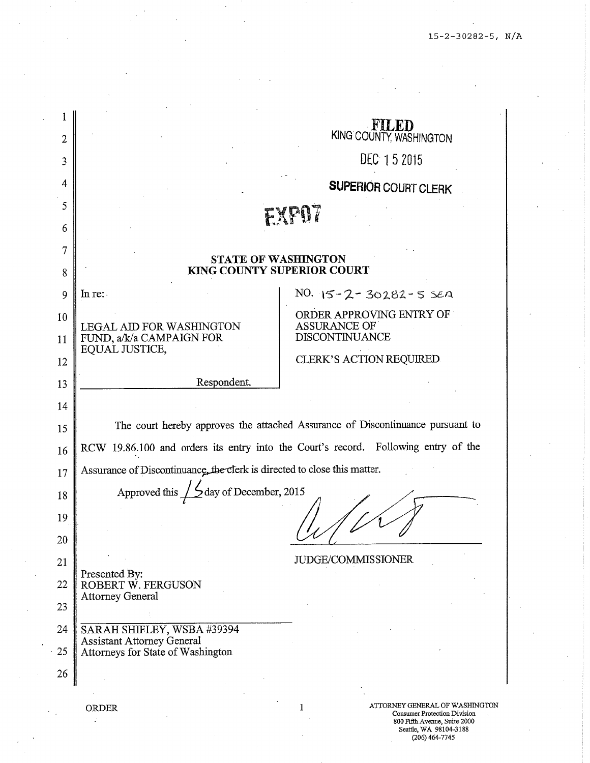FILED
KING COUNTY, WASHINGTON

DEC 15 2015

SUPERIOR COURT CLERK

EXP07

**STATE OF WASHINGTON**
**KING COUNTY SUPERIOR COURT**

| In re:<br><br>LEGAL AID FOR WASHINGTON FUND, a/k/a CAMPAIGN FOR EQUAL JUSTICE,<br><br>Respondent. | NO. 15-2-30282-5 SEA<br><br>ORDER APPROVING ENTRY OF ASSURANCE OF DISCONTINUANCE<br><br>CLERK'S ACTION REQUIRED |
|---|---|

The court hereby approves the attached Assurance of Discontinuance pursuant to RCW 19.86.100 and orders its entry into the Court's record. Following entry of the Assurance of Discontinuance, ~~the clerk~~ is directed to close this matter.

Approved this 15 day of December, 2015

JUDGE/COMMISSIONER

Presented By:
ROBERT W. FERGUSON
Attorney General

SARAH SHIFLEY, WSBA #39394
Assistant Attorney General
Attorneys for State of Washington

ORDER

ATTORNEY GENERAL OF WASHINGTON
Consumer Protection Division
800 Fifth Avenue, Suite 2000
Seattle, WA 98104-3188
(206) 464-7745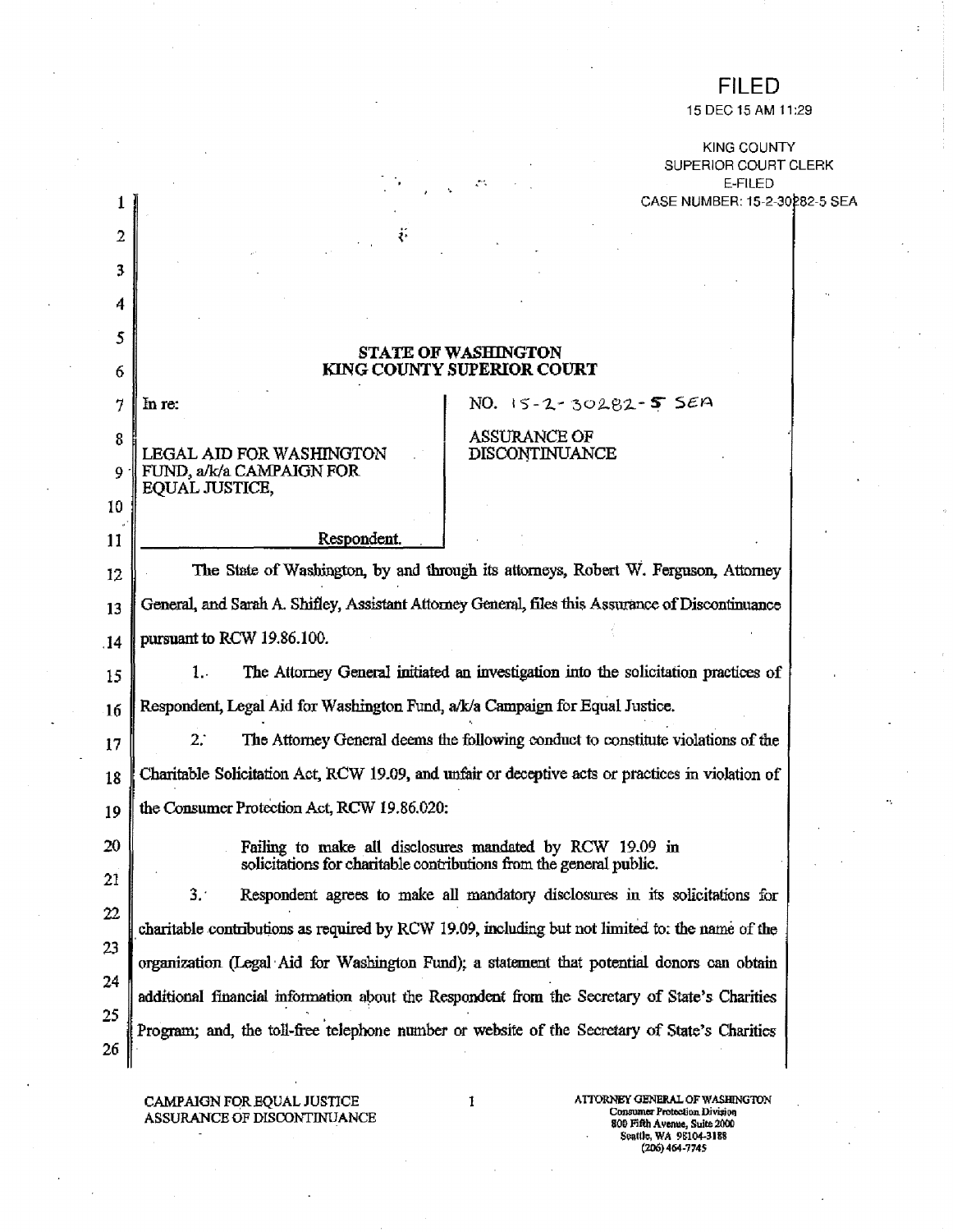FILED
15 DEC 15 AM 11:29

KING COUNTY
SUPERIOR COURT CLERK
E-FILED
CASE NUMBER: 15-2-30282-5 SEA

**STATE OF WASHINGTON**
**KING COUNTY SUPERIOR COURT**

| In re: | NO. 15-2-30282-5 SEA |
|---|---|
| LEGAL AID FOR WASHINGTON FUND, a/k/a CAMPAIGN FOR EQUAL JUSTICE, | ASSURANCE OF DISCONTINUANCE |
| Respondent. | |

The State of Washington, by and through its attorneys, Robert W. Ferguson, Attorney General, and Sarah A. Shifley, Assistant Attorney General, files this Assurance of Discontinuance pursuant to RCW 19.86.100.

1. The Attorney General initiated an investigation into the solicitation practices of Respondent, Legal Aid for Washington Fund, a/k/a Campaign for Equal Justice.

2. The Attorney General deems the following conduct to constitute violations of the Charitable Solicitation Act, RCW 19.09, and unfair or deceptive acts or practices in violation of the Consumer Protection Act, RCW 19.86.020:

> Failing to make all disclosures mandated by RCW 19.09 in solicitations for charitable contributions from the general public.

3. Respondent agrees to make all mandatory disclosures in its solicitations for charitable contributions as required by RCW 19.09, including but not limited to: the name of the organization (Legal Aid for Washington Fund); a statement that potential donors can obtain additional financial information about the Respondent from the Secretary of State's Charities Program; and, the toll-free telephone number or website of the Secretary of State's Charities

CAMPAIGN FOR EQUAL JUSTICE
ASSURANCE OF DISCONTINUANCE

ATTORNEY GENERAL OF WASHINGTON
Consumer Protection Division
800 Fifth Avenue, Suite 2000
Seattle, WA 98104-3188
(206) 464-7745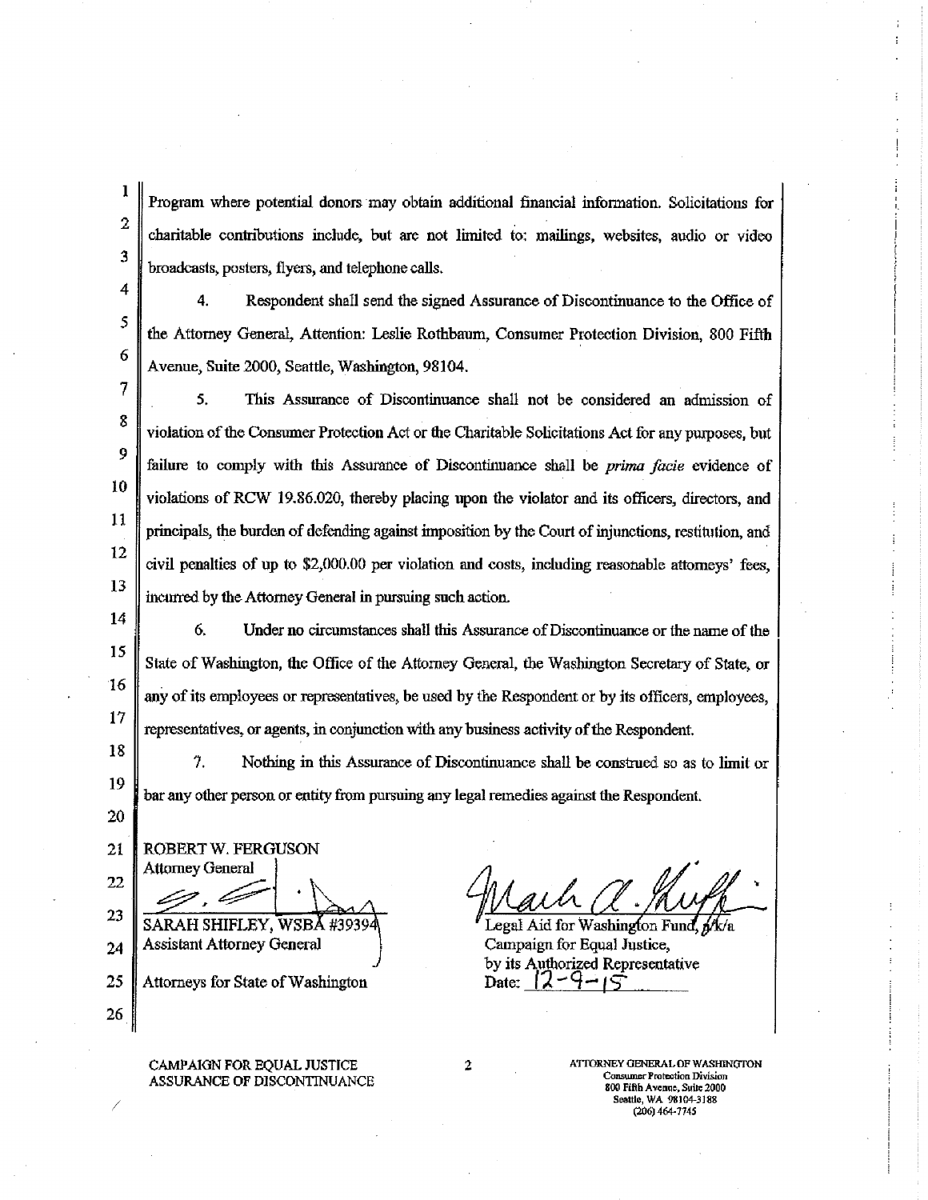Program where potential donors may obtain additional financial information. Solicitations for charitable contributions include, but are not limited to: mailings, websites, audio or video broadcasts, posters, flyers, and telephone calls.

4. Respondent shall send the signed Assurance of Discontinuance to the Office of the Attorney General, Attention: Leslie Rothbaum, Consumer Protection Division, 800 Fifth Avenue, Suite 2000, Seattle, Washington, 98104.

5. This Assurance of Discontinuance shall not be considered an admission of violation of the Consumer Protection Act or the Charitable Solicitations Act for any purposes, but failure to comply with this Assurance of Discontinuance shall be *prima facie* evidence of violations of RCW 19.86.020, thereby placing upon the violator and its officers, directors, and principals, the burden of defending against imposition by the Court of injunctions, restitution, and civil penalties of up to $2,000.00 per violation and costs, including reasonable attorneys' fees, incurred by the Attorney General in pursuing such action.

6. Under no circumstances shall this Assurance of Discontinuance or the name of the State of Washington, the Office of the Attorney General, the Washington Secretary of State, or any of its employees or representatives, be used by the Respondent or by its officers, employees, representatives, or agents, in conjunction with any business activity of the Respondent.

7. Nothing in this Assurance of Discontinuance shall be construed so as to limit or bar any other person or entity from pursuing any legal remedies against the Respondent.

ROBERT W. FERGUSON
Attorney General

SARAH SHIFLEY, WSBA #39394
Assistant Attorney General

Attorneys for State of Washington

Legal Aid for Washington Fund, a/k/a
Campaign for Equal Justice,
by its Authorized Representative
Date: 12-9-15

CAMPAIGN FOR EQUAL JUSTICE
ASSURANCE OF DISCONTINUANCE

ATTORNEY GENERAL OF WASHINGTON
Consumer Protection Division
800 Fifth Avenue, Suite 2000
Seattle, WA 98104-3188
(206) 464-7745